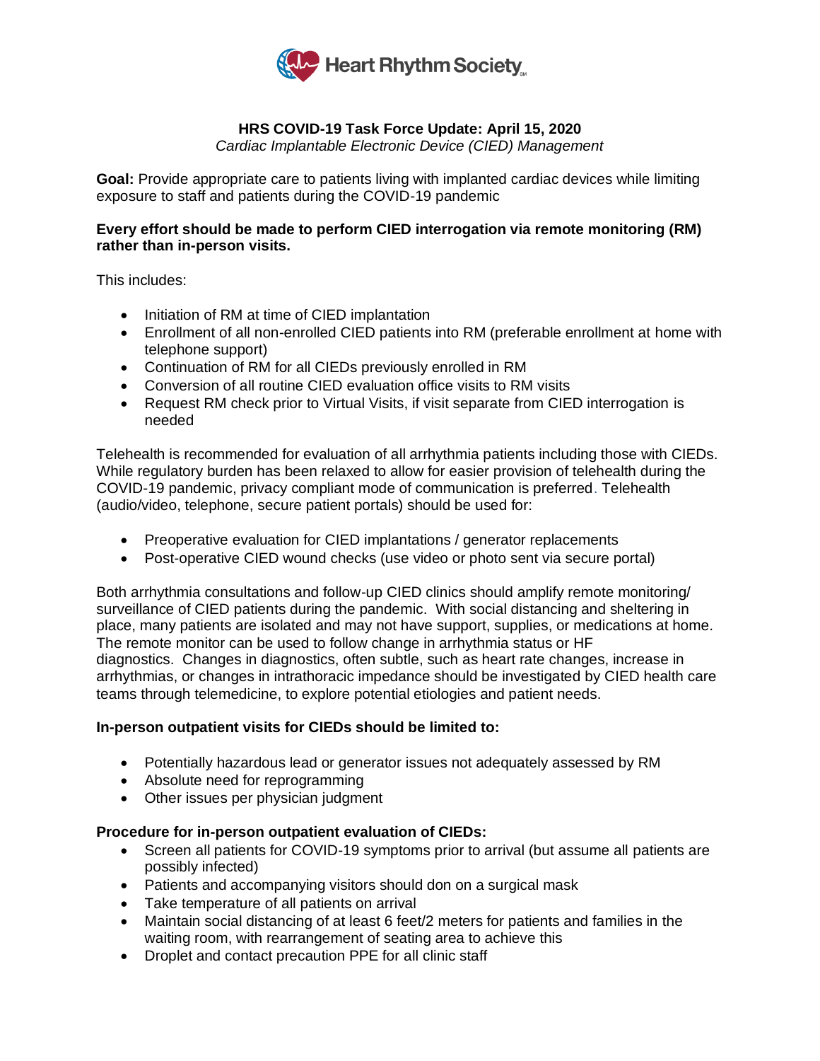Heart Rhythm Society

## HRS COVID-19 Task Force Update: April 15, 2020

*Cardiac Implantable Electronic Device (CIED) Management*

**Goal:** Provide appropriate care to patients living with implanted cardiac devices while limiting exposure to staff and patients during the COVID-19 pandemic

**Every effort should be made to perform CIED interrogation via remote monitoring (RM) rather than in-person visits.**

This includes:

- Initiation of RM at time of CIED implantation
- Enrollment of all non-enrolled CIED patients into RM (preferable enrollment at home with telephone support)
- Continuation of RM for all CIEDs previously enrolled in RM
- Conversion of all routine CIED evaluation office visits to RM visits
- Request RM check prior to Virtual Visits, if visit separate from CIED interrogation is needed

Telehealth is recommended for evaluation of all arrhythmia patients including those with CIEDs. While regulatory burden has been relaxed to allow for easier provision of telehealth during the COVID-19 pandemic, privacy compliant mode of communication is preferred. Telehealth (audio/video, telephone, secure patient portals) should be used for:

- Preoperative evaluation for CIED implantations / generator replacements
- Post-operative CIED wound checks (use video or photo sent via secure portal)

Both arrhythmia consultations and follow-up CIED clinics should amplify remote monitoring/ surveillance of CIED patients during the pandemic. With social distancing and sheltering in place, many patients are isolated and may not have support, supplies, or medications at home. The remote monitor can be used to follow change in arrhythmia status or HF diagnostics. Changes in diagnostics, often subtle, such as heart rate changes, increase in arrhythmias, or changes in intrathoracic impedance should be investigated by CIED health care teams through telemedicine, to explore potential etiologies and patient needs.

**In-person outpatient visits for CIEDs should be limited to:**

- Potentially hazardous lead or generator issues not adequately assessed by RM
- Absolute need for reprogramming
- Other issues per physician judgment

**Procedure for in-person outpatient evaluation of CIEDs:**

- Screen all patients for COVID-19 symptoms prior to arrival (but assume all patients are possibly infected)
- Patients and accompanying visitors should don on a surgical mask
- Take temperature of all patients on arrival
- Maintain social distancing of at least 6 feet/2 meters for patients and families in the waiting room, with rearrangement of seating area to achieve this
- Droplet and contact precaution PPE for all clinic staff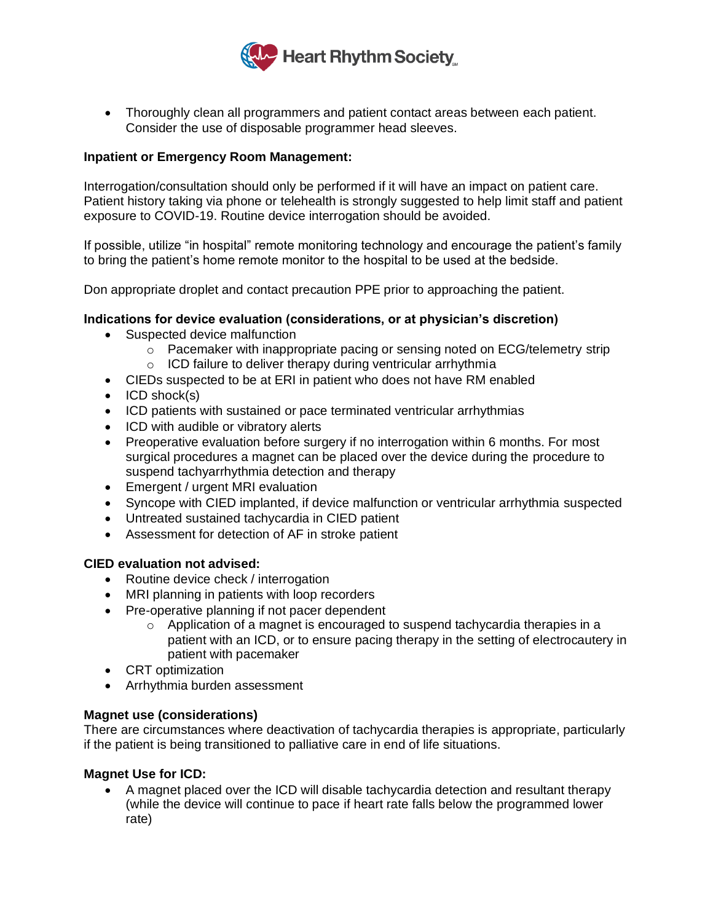- Thoroughly clean all programmers and patient contact areas between each patient. Consider the use of disposable programmer head sleeves.

**Inpatient or Emergency Room Management:**

Interrogation/consultation should only be performed if it will have an impact on patient care. Patient history taking via phone or telehealth is strongly suggested to help limit staff and patient exposure to COVID-19. Routine device interrogation should be avoided.

If possible, utilize "in hospital" remote monitoring technology and encourage the patient's family to bring the patient's home remote monitor to the hospital to be used at the bedside.

Don appropriate droplet and contact precaution PPE prior to approaching the patient.

**Indications for device evaluation (considerations, or at physician's discretion)**

- Suspected device malfunction
  - Pacemaker with inappropriate pacing or sensing noted on ECG/telemetry strip
  - ICD failure to deliver therapy during ventricular arrhythmia
- CIEDs suspected to be at ERI in patient who does not have RM enabled
- ICD shock(s)
- ICD patients with sustained or pace terminated ventricular arrhythmias
- ICD with audible or vibratory alerts
- Preoperative evaluation before surgery if no interrogation within 6 months. For most surgical procedures a magnet can be placed over the device during the procedure to suspend tachyarrhythmia detection and therapy
- Emergent / urgent MRI evaluation
- Syncope with CIED implanted, if device malfunction or ventricular arrhythmia suspected
- Untreated sustained tachycardia in CIED patient
- Assessment for detection of AF in stroke patient

**CIED evaluation not advised:**

- Routine device check / interrogation
- MRI planning in patients with loop recorders
- Pre-operative planning if not pacer dependent
  - Application of a magnet is encouraged to suspend tachycardia therapies in a patient with an ICD, or to ensure pacing therapy in the setting of electrocautery in patient with pacemaker
- CRT optimization
- Arrhythmia burden assessment

**Magnet use (considerations)**

There are circumstances where deactivation of tachycardia therapies is appropriate, particularly if the patient is being transitioned to palliative care in end of life situations.

**Magnet Use for ICD:**

- A magnet placed over the ICD will disable tachycardia detection and resultant therapy (while the device will continue to pace if heart rate falls below the programmed lower rate)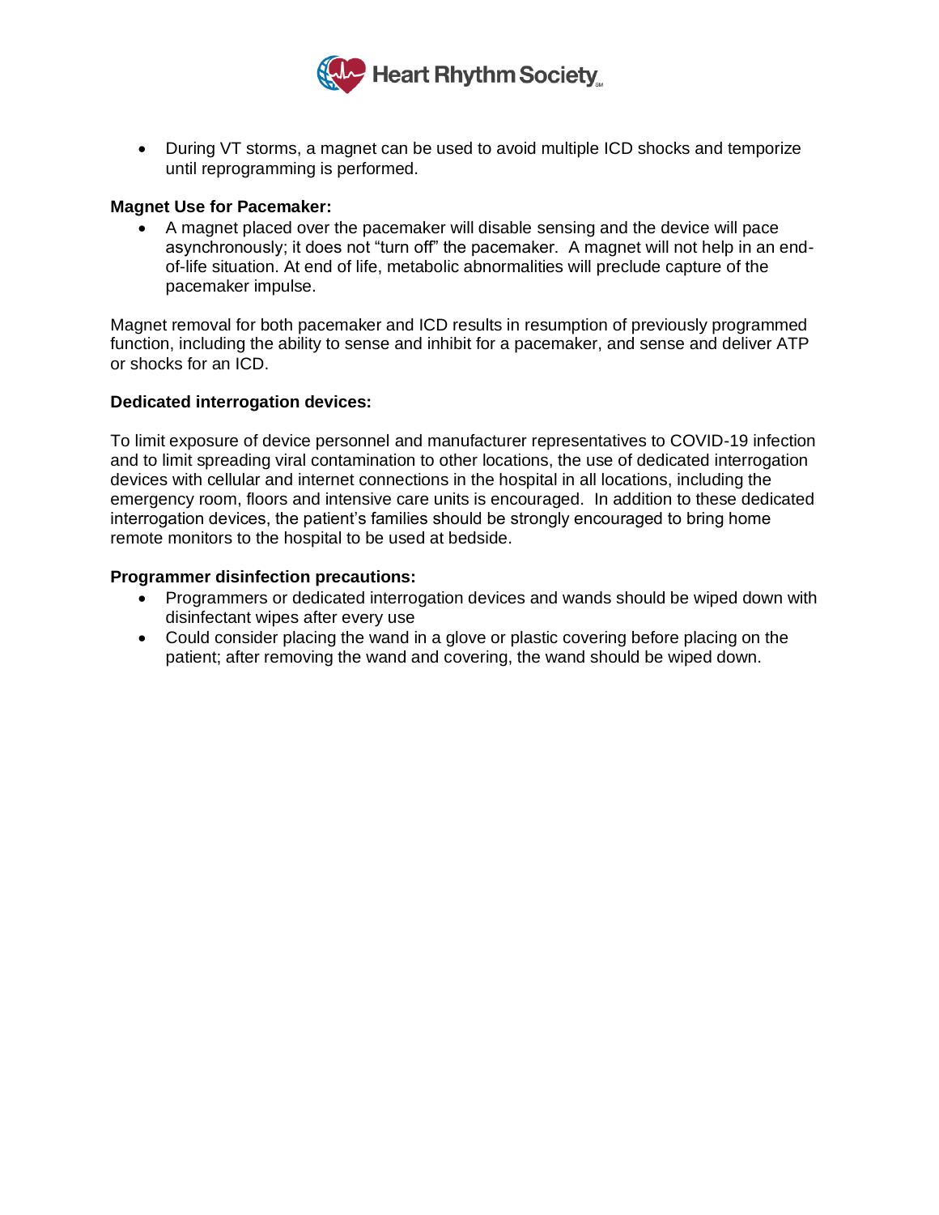- During VT storms, a magnet can be used to avoid multiple ICD shocks and temporize until reprogramming is performed.

**Magnet Use for Pacemaker:**

- A magnet placed over the pacemaker will disable sensing and the device will pace asynchronously; it does not "turn off" the pacemaker. A magnet will not help in an end-of-life situation. At end of life, metabolic abnormalities will preclude capture of the pacemaker impulse.

Magnet removal for both pacemaker and ICD results in resumption of previously programmed function, including the ability to sense and inhibit for a pacemaker, and sense and deliver ATP or shocks for an ICD.

**Dedicated interrogation devices:**

To limit exposure of device personnel and manufacturer representatives to COVID-19 infection and to limit spreading viral contamination to other locations, the use of dedicated interrogation devices with cellular and internet connections in the hospital in all locations, including the emergency room, floors and intensive care units is encouraged. In addition to these dedicated interrogation devices, the patient's families should be strongly encouraged to bring home remote monitors to the hospital to be used at bedside.

**Programmer disinfection precautions:**

- Programmers or dedicated interrogation devices and wands should be wiped down with disinfectant wipes after every use
- Could consider placing the wand in a glove or plastic covering before placing on the patient; after removing the wand and covering, the wand should be wiped down.